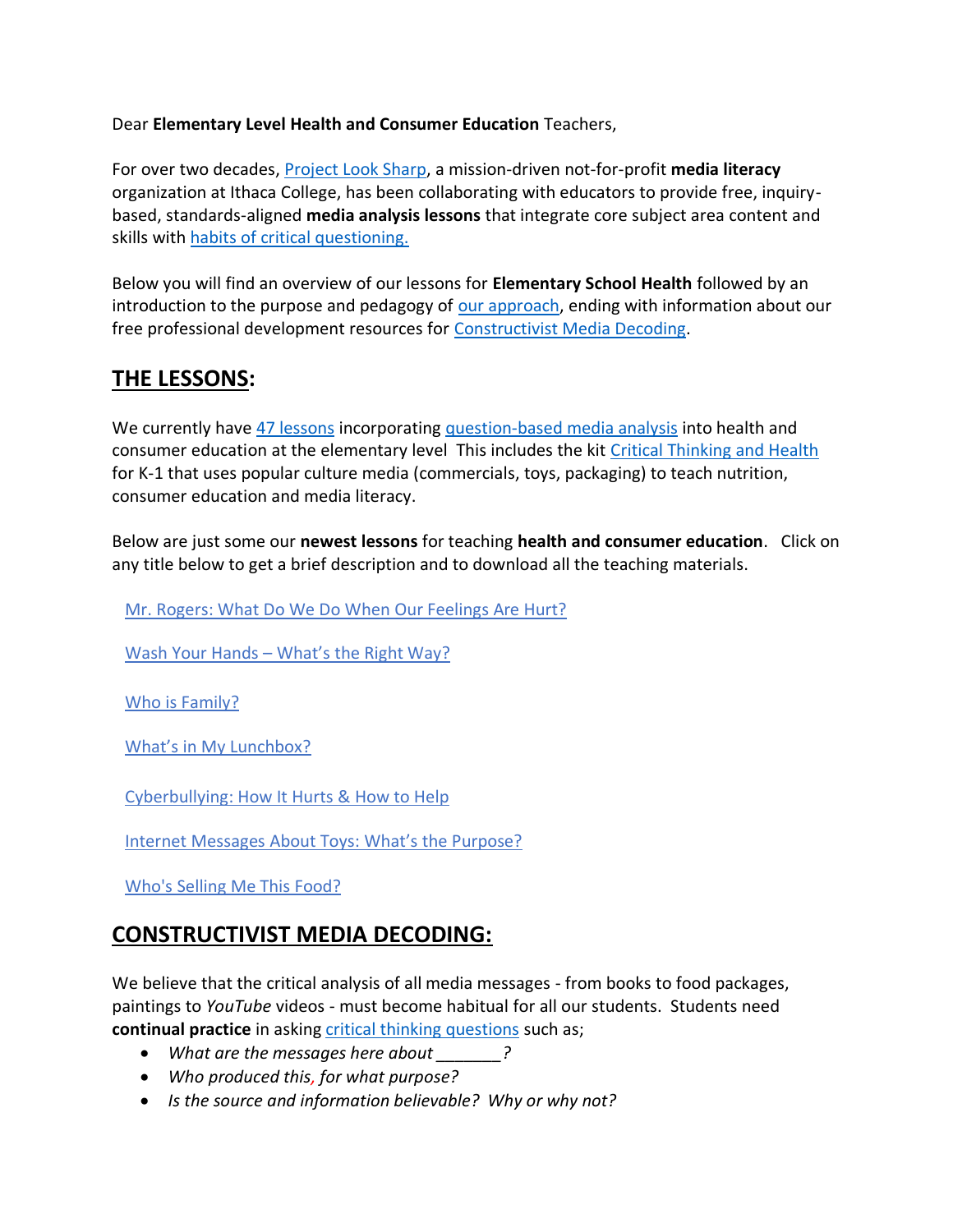Dear **Elementary Level Health and Consumer Education** Teachers,

For over two decades, Project Look Sharp, a mission-driven not-for-profit **media literacy** organization at Ithaca College, has been collaborating with educators to provide free, inquiry-based, standards-aligned **media analysis lessons** that integrate core subject area content and skills with habits of critical questioning.

Below you will find an overview of our lessons for **Elementary School Health** followed by an introduction to the purpose and pedagogy of our approach, ending with information about our free professional development resources for Constructivist Media Decoding.

## THE LESSONS:

We currently have 47 lessons incorporating question-based media analysis into health and consumer education at the elementary level This includes the kit Critical Thinking and Health for K-1 that uses popular culture media (commercials, toys, packaging) to teach nutrition, consumer education and media literacy.

Below are just some our **newest lessons** for teaching **health and consumer education**. Click on any title below to get a brief description and to download all the teaching materials.

Mr. Rogers: What Do We Do When Our Feelings Are Hurt?

Wash Your Hands – What's the Right Way?

Who is Family?

What's in My Lunchbox?

Cyberbullying: How It Hurts & How to Help

Internet Messages About Toys: What's the Purpose?

Who's Selling Me This Food?

## CONSTRUCTIVIST MEDIA DECODING:

We believe that the critical analysis of all media messages - from books to food packages, paintings to *YouTube* videos - must become habitual for all our students. Students need **continual practice** in asking critical thinking questions such as;

- *What are the messages here about _______?*
- *Who produced this, for what purpose?*
- *Is the source and information believable? Why or why not?*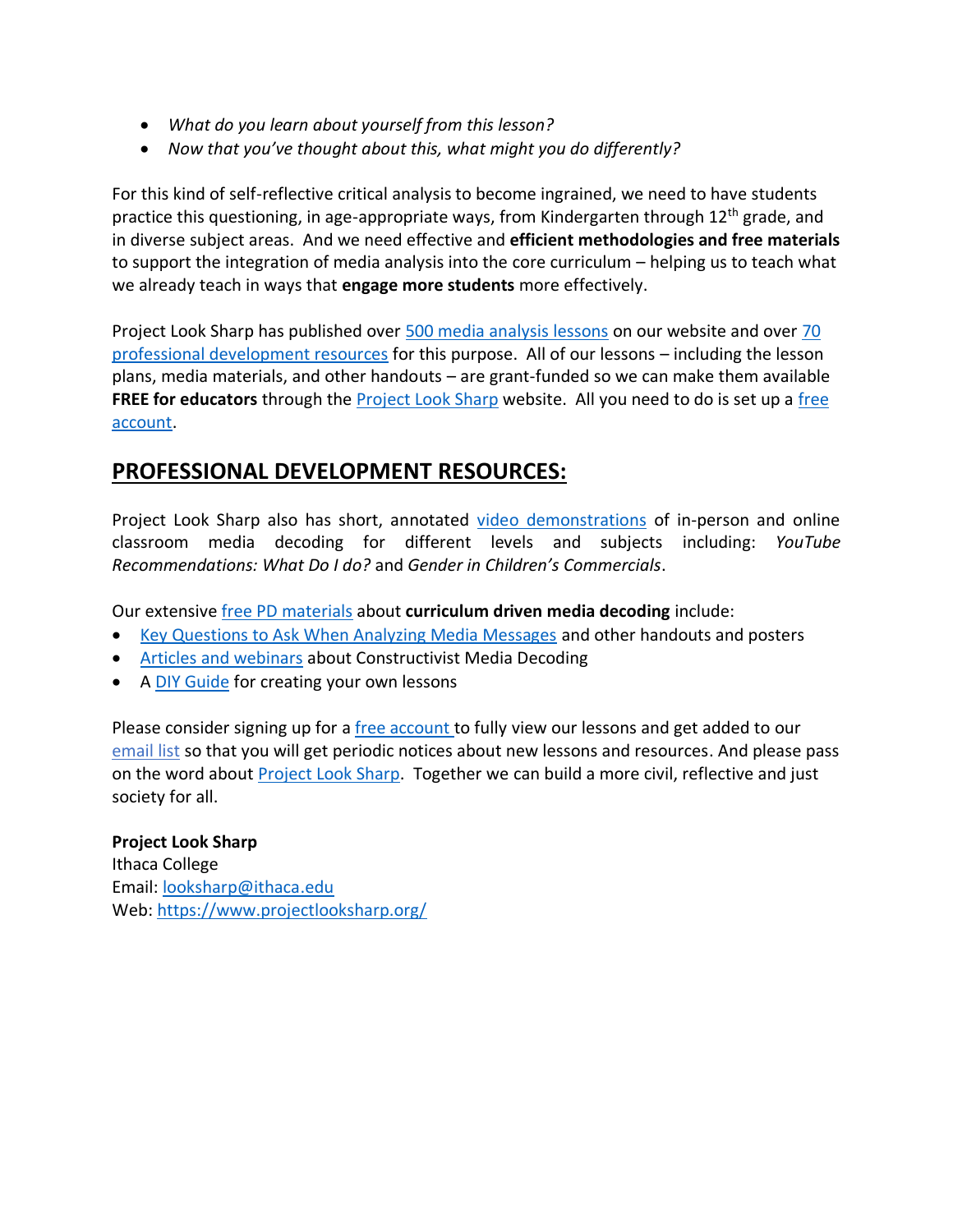- *What do you learn about yourself from this lesson?*
- *Now that you've thought about this, what might you do differently?*

For this kind of self-reflective critical analysis to become ingrained, we need to have students practice this questioning, in age-appropriate ways, from Kindergarten through 12th grade, and in diverse subject areas. And we need effective and **efficient methodologies and free materials** to support the integration of media analysis into the core curriculum – helping us to teach what we already teach in ways that **engage more students** more effectively.

Project Look Sharp has published over 500 media analysis lessons on our website and over 70 professional development resources for this purpose. All of our lessons – including the lesson plans, media materials, and other handouts – are grant-funded so we can make them available **FREE for educators** through the Project Look Sharp website. All you need to do is set up a free account.

## PROFESSIONAL DEVELOPMENT RESOURCES:

Project Look Sharp also has short, annotated video demonstrations of in-person and online classroom media decoding for different levels and subjects including: *YouTube Recommendations: What Do I do?* and *Gender in Children's Commercials*.

Our extensive free PD materials about **curriculum driven media decoding** include:

- Key Questions to Ask When Analyzing Media Messages and other handouts and posters
- Articles and webinars about Constructivist Media Decoding
- A DIY Guide for creating your own lessons

Please consider signing up for a free account to fully view our lessons and get added to our email list so that you will get periodic notices about new lessons and resources. And please pass on the word about Project Look Sharp. Together we can build a more civil, reflective and just society for all.

**Project Look Sharp**
Ithaca College
Email: looksharp@ithaca.edu
Web: https://www.projectlooksharp.org/